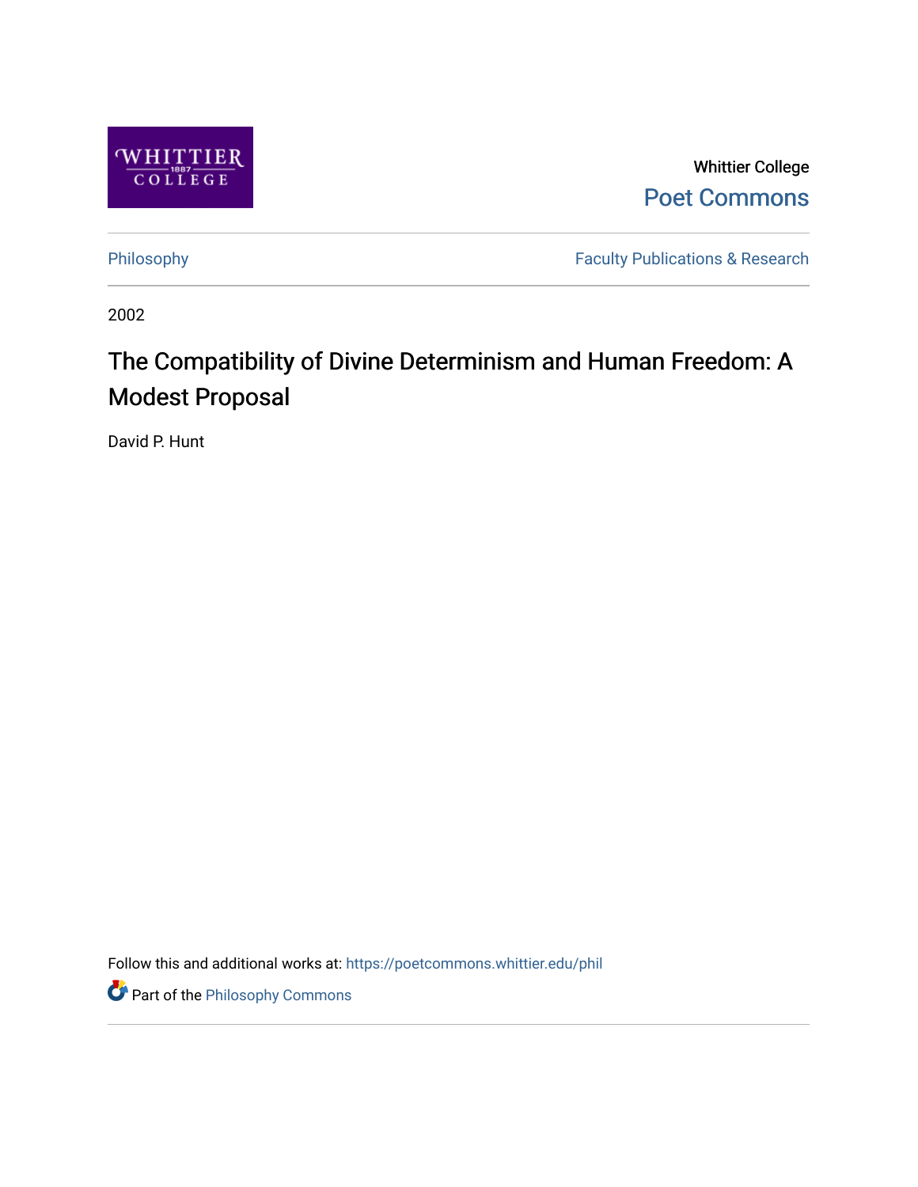Whittier College

Poet Commons

Philosophy

Faculty Publications & Research

2002

# The Compatibility of Divine Determinism and Human Freedom: A Modest Proposal

David P. Hunt

Follow this and additional works at: https://poetcommons.whittier.edu/phil

Part of the Philosophy Commons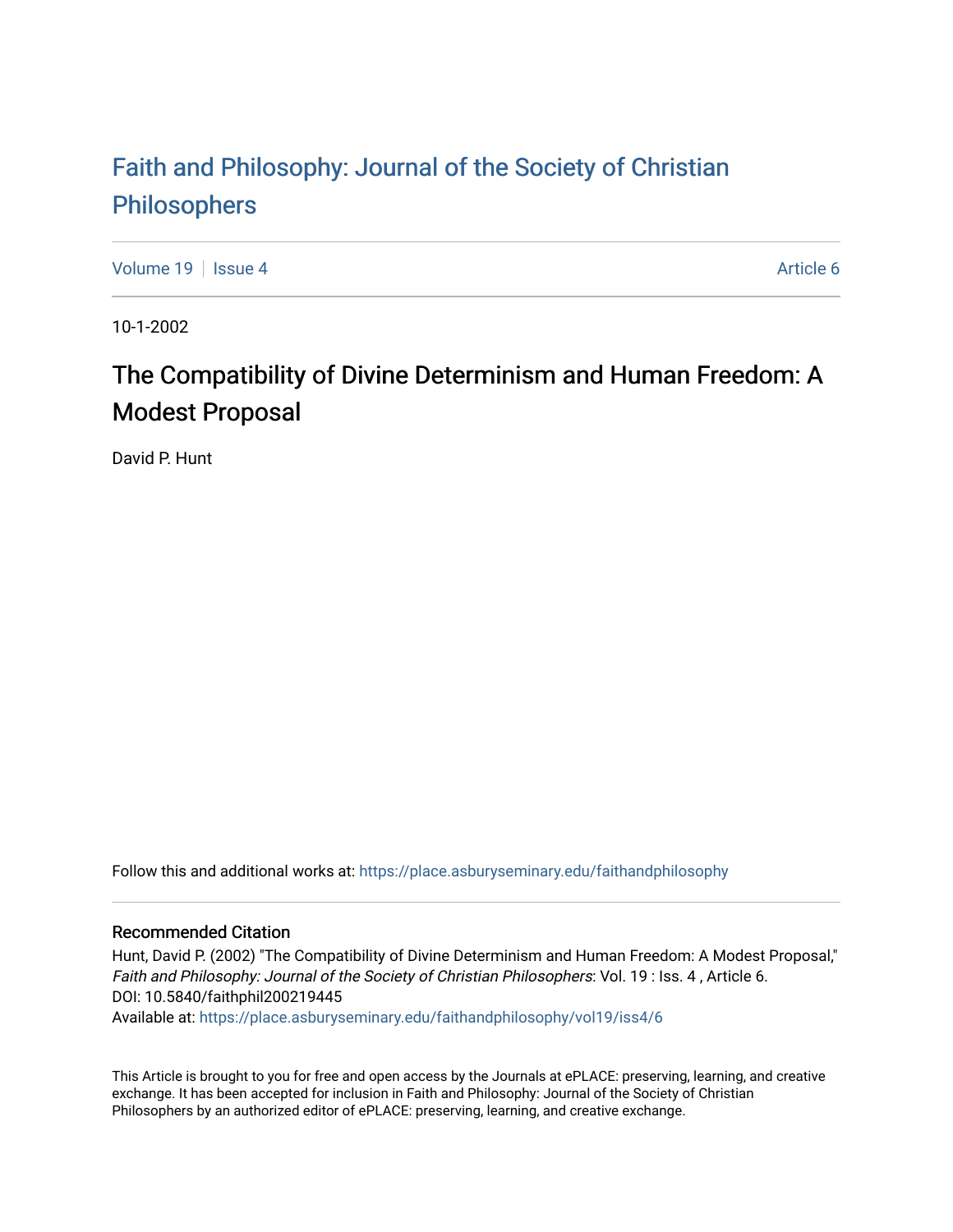# Faith and Philosophy: Journal of the Society of Christian Philosophers

Volume 19 | Issue 4 | Article 6

10-1-2002

## The Compatibility of Divine Determinism and Human Freedom: A Modest Proposal

David P. Hunt

Follow this and additional works at: https://place.asburyseminary.edu/faithandphilosophy

### Recommended Citation

Hunt, David P. (2002) "The Compatibility of Divine Determinism and Human Freedom: A Modest Proposal," *Faith and Philosophy: Journal of the Society of Christian Philosophers*: Vol. 19 : Iss. 4 , Article 6.
DOI: 10.5840/faithphil200219445
Available at: https://place.asburyseminary.edu/faithandphilosophy/vol19/iss4/6

This Article is brought to you for free and open access by the Journals at ePLACE: preserving, learning, and creative exchange. It has been accepted for inclusion in Faith and Philosophy: Journal of the Society of Christian Philosophers by an authorized editor of ePLACE: preserving, learning, and creative exchange.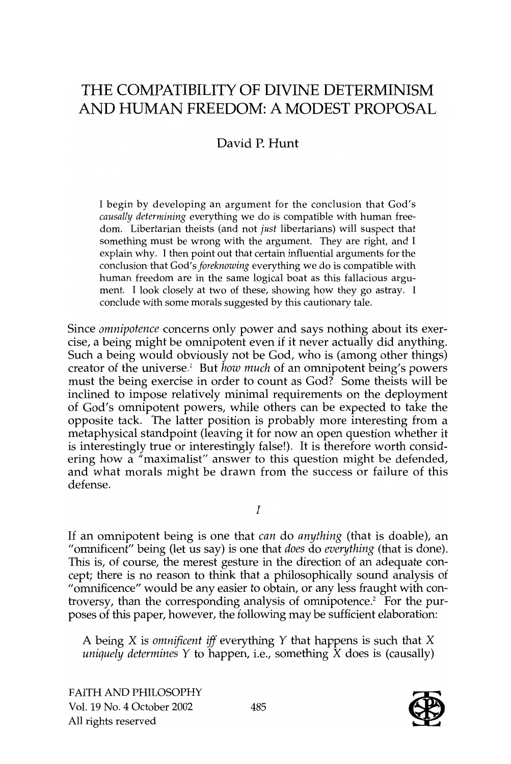# THE COMPATIBILITY OF DIVINE DETERMINISM AND HUMAN FREEDOM: A MODEST PROPOSAL

David P. Hunt

I begin by developing an argument for the conclusion that God's *causally determining* everything we do is compatible with human freedom. Libertarian theists (and not *just* libertarians) will suspect that something must be wrong with the argument. They are right, and I explain why. I then point out that certain influential arguments for the conclusion that God's *foreknowing* everything we do is compatible with human freedom are in the same logical boat as this fallacious argument. I look closely at two of these, showing how they go astray. I conclude with some morals suggested by this cautionary tale.

Since *omnipotence* concerns only power and says nothing about its exercise, a being might be omnipotent even if it never actually did anything. Such a being would obviously not be God, who is (among other things) creator of the universe.[1] But *how much* of an omnipotent being's powers must the being exercise in order to count as God? Some theists will be inclined to impose relatively minimal requirements on the deployment of God's omnipotent powers, while others can be expected to take the opposite tack. The latter position is probably more interesting from a metaphysical standpoint (leaving it for now an open question whether it is interestingly true or interestingly false!). It is therefore worth considering how a "maximalist" answer to this question might be defended, and what morals might be drawn from the success or failure of this defense.

## I

If an omnipotent being is one that *can* do *anything* (that is doable), an "omnificent" being (let us say) is one that *does* do *everything* (that is done). This is, of course, the merest gesture in the direction of an adequate concept; there is no reason to think that a philosophically sound analysis of "omnificence" would be any easier to obtain, or any less fraught with controversy, than the corresponding analysis of omnipotence.[2] For the purposes of this paper, however, the following may be sufficient elaboration:

> A being $X$ is *omnificent iff* everything $Y$ that happens is such that $X$ *uniquely determines* $Y$ to happen, i.e., something $X$ does is (causally)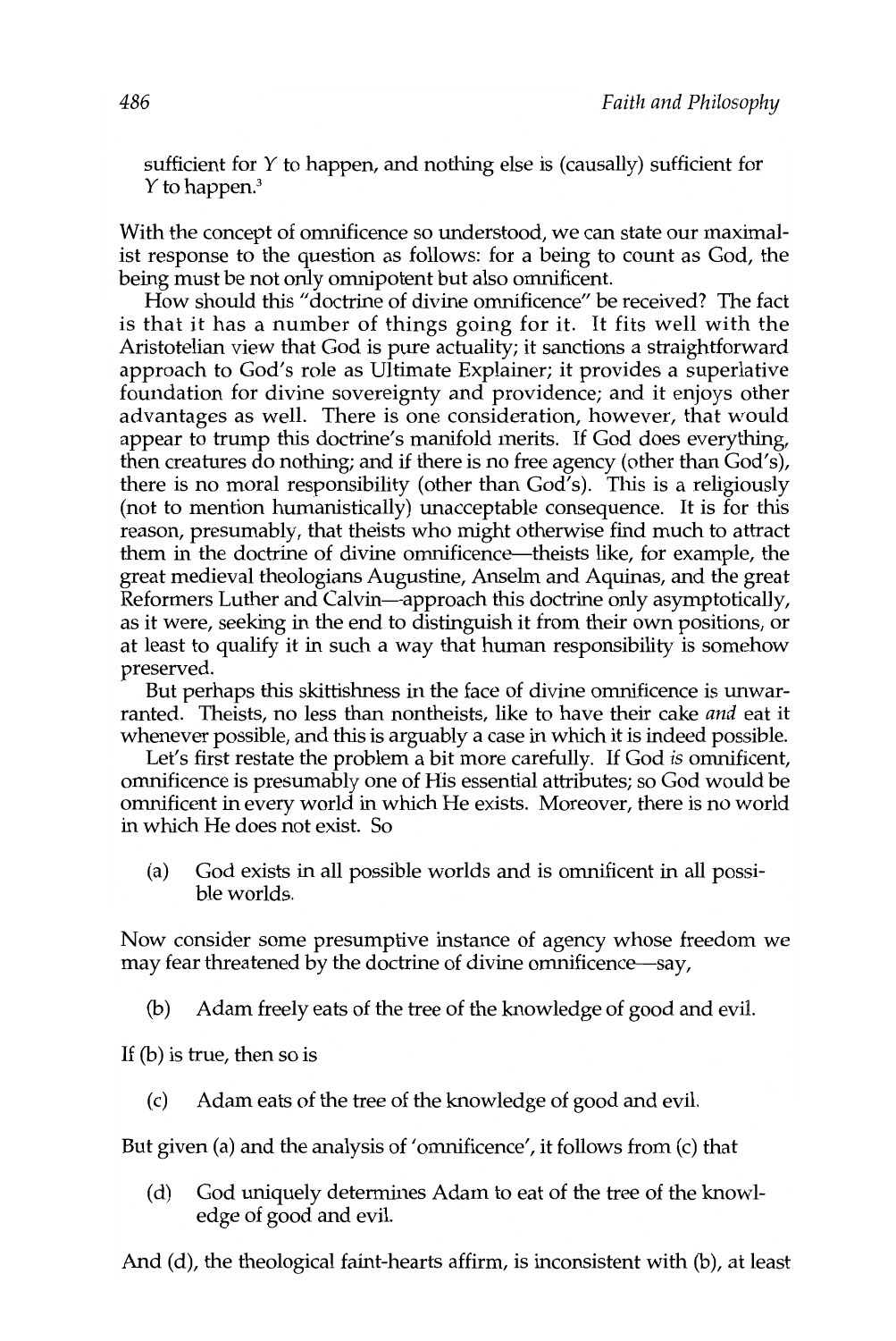sufficient for $Y$ to happen, and nothing else is (causally) sufficient for $Y$ to happen.[3]

With the concept of omnificence so understood, we can state our maximalist response to the question as follows: for a being to count as God, the being must be not only omnipotent but also omnificent.

How should this "doctrine of divine omnificence" be received? The fact is that it has a number of things going for it. It fits well with the Aristotelian view that God is pure actuality; it sanctions a straightforward approach to God's role as Ultimate Explainer; it provides a superlative foundation for divine sovereignty and providence; and it enjoys other advantages as well. There is one consideration, however, that would appear to trump this doctrine's manifold merits. If God does everything, then creatures do nothing; and if there is no free agency (other than God's), there is no moral responsibility (other than God's). This is a religiously (not to mention humanistically) unacceptable consequence. It is for this reason, presumably, that theists who might otherwise find much to attract them in the doctrine of divine omnificence—theists like, for example, the great medieval theologians Augustine, Anselm and Aquinas, and the great Reformers Luther and Calvin—approach this doctrine only asymptotically, as it were, seeking in the end to distinguish it from their own positions, or at least to qualify it in such a way that human responsibility is somehow preserved.

But perhaps this skittishness in the face of divine omnificence is unwarranted. Theists, no less than nontheists, like to have their cake *and* eat it whenever possible, and this is arguably a case in which it is indeed possible.

Let's first restate the problem a bit more carefully. If God *is* omnificent, omnificence is presumably one of His essential attributes; so God would be omnificent in every world in which He exists. Moreover, there is no world in which He does not exist. So

(a) God exists in all possible worlds and is omnificent in all possible worlds.

Now consider some presumptive instance of agency whose freedom we may fear threatened by the doctrine of divine omnificence—say,

(b) Adam freely eats of the tree of the knowledge of good and evil.

If (b) is true, then so is

(c) Adam eats of the tree of the knowledge of good and evil.

But given (a) and the analysis of 'omnificence', it follows from (c) that

(d) God uniquely determines Adam to eat of the tree of the knowledge of good and evil.

And (d), the theological faint-hearts affirm, is inconsistent with (b), at least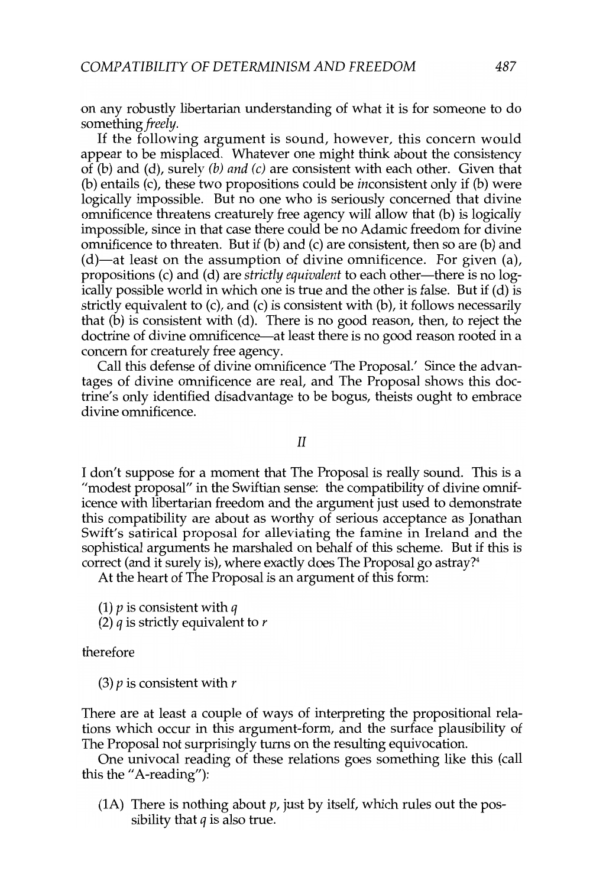on any robustly libertarian understanding of what it is for someone to do something *freely*.

If the following argument is sound, however, this concern would appear to be misplaced. Whatever one might think about the consistency of (b) and (d), surely *(b) and (c)* are consistent with each other. Given that (b) entails (c), these two propositions could be *in*consistent only if (b) were logically impossible. But no one who is seriously concerned that divine omnificence threatens creaturely free agency will allow that (b) is logically impossible, since in that case there could be no Adamic freedom for divine omnificence to threaten. But if (b) and (c) are consistent, then so are (b) and (d)—at least on the assumption of divine omnificence. For given (a), propositions (c) and (d) are *strictly equivalent* to each other—there is no logically possible world in which one is true and the other is false. But if (d) is strictly equivalent to (c), and (c) is consistent with (b), it follows necessarily that (b) is consistent with (d). There is no good reason, then, to reject the doctrine of divine omnificence—at least there is no good reason rooted in a concern for creaturely free agency.

Call this defense of divine omnificence 'The Proposal.' Since the advantages of divine omnificence are real, and The Proposal shows this doctrine's only identified disadvantage to be bogus, theists ought to embrace divine omnificence.

## II

I don't suppose for a moment that The Proposal is really sound. This is a "modest proposal" in the Swiftian sense: the compatibility of divine omnificence with libertarian freedom and the argument just used to demonstrate this compatibility are about as worthy of serious acceptance as Jonathan Swift's satirical proposal for alleviating the famine in Ireland and the sophistical arguments he marshaled on behalf of this scheme. But if this is correct (and it surely is), where exactly does The Proposal go astray?[4]

At the heart of The Proposal is an argument of this form:

(1) $p$ is consistent with $q$
(2) $q$ is strictly equivalent to $r$

therefore

(3) $p$ is consistent with $r$

There are at least a couple of ways of interpreting the propositional relations which occur in this argument-form, and the surface plausibility of The Proposal not surprisingly turns on the resulting equivocation.

One univocal reading of these relations goes something like this (call this the "A-reading"):

(1A) There is nothing about $p$, just by itself, which rules out the possibility that $q$ is also true.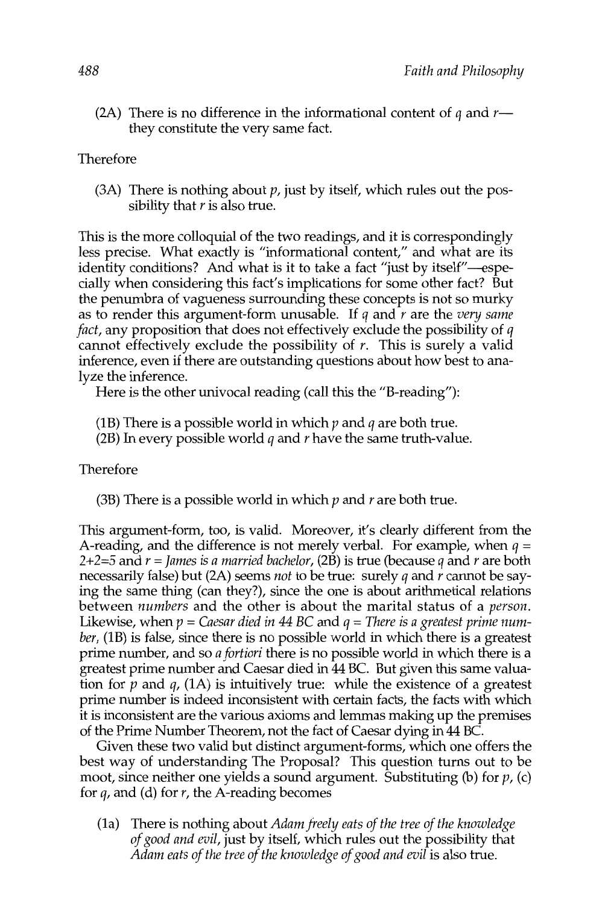(2A) There is no difference in the informational content of $q$ and $r$—they constitute the very same fact.

Therefore

(3A) There is nothing about $p$, just by itself, which rules out the possibility that $r$ is also true.

This is the more colloquial of the two readings, and it is correspondingly less precise. What exactly is "informational content," and what are its identity conditions? And what is it to take a fact "just by itself"—especially when considering this fact's implications for some other fact? But the penumbra of vagueness surrounding these concepts is not so murky as to render this argument-form unusable. If $q$ and $r$ are the *very same fact*, any proposition that does not effectively exclude the possibility of $q$ cannot effectively exclude the possibility of $r$. This is surely a valid inference, even if there are outstanding questions about how best to analyze the inference.

Here is the other univocal reading (call this the "B-reading"):

(1B) There is a possible world in which $p$ and $q$ are both true.
(2B) In every possible world $q$ and $r$ have the same truth-value.

Therefore

(3B) There is a possible world in which $p$ and $r$ are both true.

This argument-form, too, is valid. Moreover, it's clearly different from the A-reading, and the difference is not merely verbal. For example, when $q$ = *2+2=5* and $r$ = *James is a married bachelor*, (2B) is true (because $q$ and $r$ are both necessarily false) but (2A) seems *not* to be true: surely $q$ and $r$ cannot be saying the same thing (can they?), since the one is about arithmetical relations between *numbers* and the other is about the marital status of a *person*. Likewise, when $p$ = *Caesar died in 44 BC* and $q$ = *There is a greatest prime number*, (1B) is false, since there is no possible world in which there is a greatest prime number, and so *a fortiori* there is no possible world in which there is a greatest prime number and Caesar died in 44 BC. But given this same valuation for $p$ and $q$, (1A) is intuitively true: while the existence of a greatest prime number is indeed inconsistent with certain facts, the facts with which it is inconsistent are the various axioms and lemmas making up the premises of the Prime Number Theorem, not the fact of Caesar dying in 44 BC.

Given these two valid but distinct argument-forms, which one offers the best way of understanding The Proposal? This question turns out to be moot, since neither one yields a sound argument. Substituting (b) for $p$, (c) for $q$, and (d) for $r$, the A-reading becomes

(1a) There is nothing about *Adam freely eats of the tree of the knowledge of good and evil*, just by itself, which rules out the possibility that *Adam eats of the tree of the knowledge of good and evil* is also true.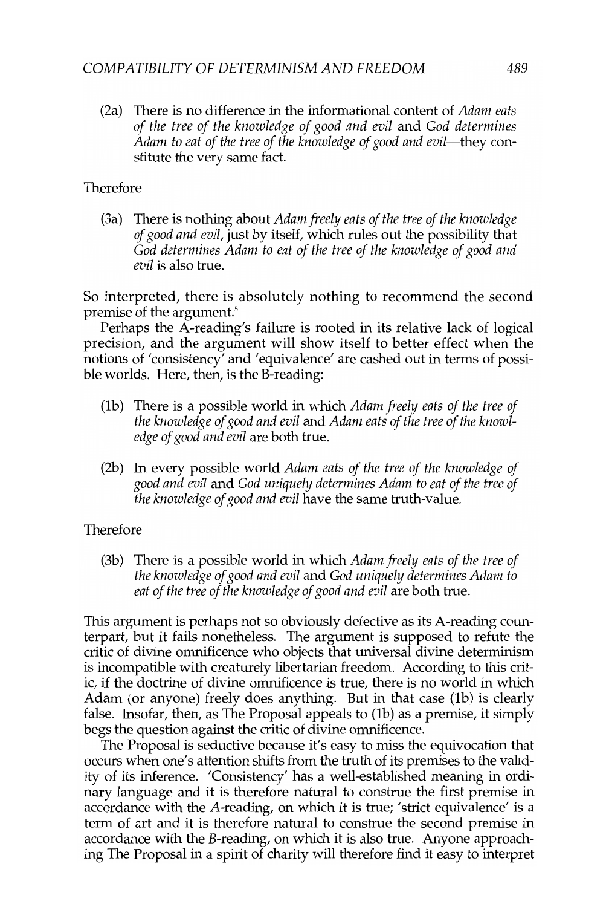(2a) There is no difference in the informational content of *Adam eats of the tree of the knowledge of good and evil* and *God determines Adam to eat of the tree of the knowledge of good and evil*—they constitute the very same fact.

Therefore

(3a) There is nothing about *Adam freely eats of the tree of the knowledge of good and evil*, just by itself, which rules out the possibility that *God determines Adam to eat of the tree of the knowledge of good and evil* is also true.

So interpreted, there is absolutely nothing to recommend the second premise of the argument.[5]

Perhaps the A-reading's failure is rooted in its relative lack of logical precision, and the argument will show itself to better effect when the notions of 'consistency' and 'equivalence' are cashed out in terms of possible worlds. Here, then, is the B-reading:

(1b) There is a possible world in which *Adam freely eats of the tree of the knowledge of good and evil* and *Adam eats of the tree of the knowledge of good and evil* are both true.

(2b) In every possible world *Adam eats of the tree of the knowledge of good and evil* and *God uniquely determines Adam to eat of the tree of the knowledge of good and evil* have the same truth-value.

Therefore

(3b) There is a possible world in which *Adam freely eats of the tree of the knowledge of good and evil* and *God uniquely determines Adam to eat of the tree of the knowledge of good and evil* are both true.

This argument is perhaps not so obviously defective as its A-reading counterpart, but it fails nonetheless. The argument is supposed to refute the critic of divine omnificence who objects that universal divine determinism is incompatible with creaturely libertarian freedom. According to this critic, if the doctrine of divine omnificence is true, there is no world in which Adam (or anyone) freely does anything. But in that case (1b) is clearly false. Insofar, then, as The Proposal appeals to (1b) as a premise, it simply begs the question against the critic of divine omnificence.

The Proposal is seductive because it's easy to miss the equivocation that occurs when one's attention shifts from the truth of its premises to the validity of its inference. 'Consistency' has a well-established meaning in ordinary language and it is therefore natural to construe the first premise in accordance with the *A*-reading, on which it is true; 'strict equivalence' is a term of art and it is therefore natural to construe the second premise in accordance with the *B*-reading, on which it is also true. Anyone approaching The Proposal in a spirit of charity will therefore find it easy to interpret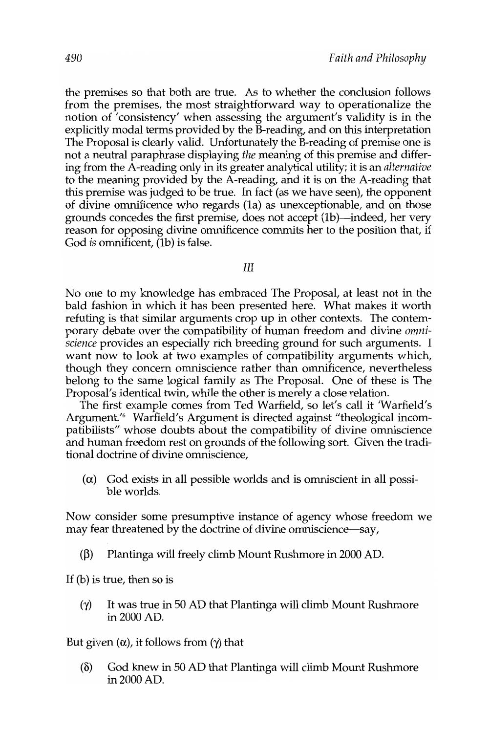the premises so that both are true. As to whether the conclusion follows from the premises, the most straightforward way to operationalize the notion of 'consistency' when assessing the argument's validity is in the explicitly modal terms provided by the B-reading, and on this interpretation The Proposal is clearly valid. Unfortunately the B-reading of premise one is not a neutral paraphrase displaying *the* meaning of this premise and differing from the A-reading only in its greater analytical utility; it is an *alternative* to the meaning provided by the A-reading, and it is on the A-reading that this premise was judged to be true. In fact (as we have seen), the opponent of divine omnificence who regards (1a) as unexceptionable, and on those grounds concedes the first premise, does not accept (1b)—indeed, her very reason for opposing divine omnificence commits her to the position that, if God *is* omnificent, (1b) is false.

## III

No one to my knowledge has embraced The Proposal, at least not in the bald fashion in which it has been presented here. What makes it worth refuting is that similar arguments crop up in other contexts. The contemporary debate over the compatibility of human freedom and divine *omniscience* provides an especially rich breeding ground for such arguments. I want now to look at two examples of compatibility arguments which, though they concern omniscience rather than omnificence, nevertheless belong to the same logical family as The Proposal. One of these is The Proposal's identical twin, while the other is merely a close relation.

The first example comes from Ted Warfield, so let's call it 'Warfield's Argument.'[6] Warfield's Argument is directed against "theological incompatibilists" whose doubts about the compatibility of divine omniscience and human freedom rest on grounds of the following sort. Given the traditional doctrine of divine omniscience,

> ($\alpha$) God exists in all possible worlds and is omniscient in all possible worlds.

Now consider some presumptive instance of agency whose freedom we may fear threatened by the doctrine of divine omniscience—say,

> ($\beta$) Plantinga will freely climb Mount Rushmore in 2000 AD.

If (b) is true, then so is

> ($\gamma$) It was true in 50 AD that Plantinga will climb Mount Rushmore in 2000 AD.

But given ($\alpha$), it follows from ($\gamma$) that

> ($\delta$) God knew in 50 AD that Plantinga will climb Mount Rushmore in 2000 AD.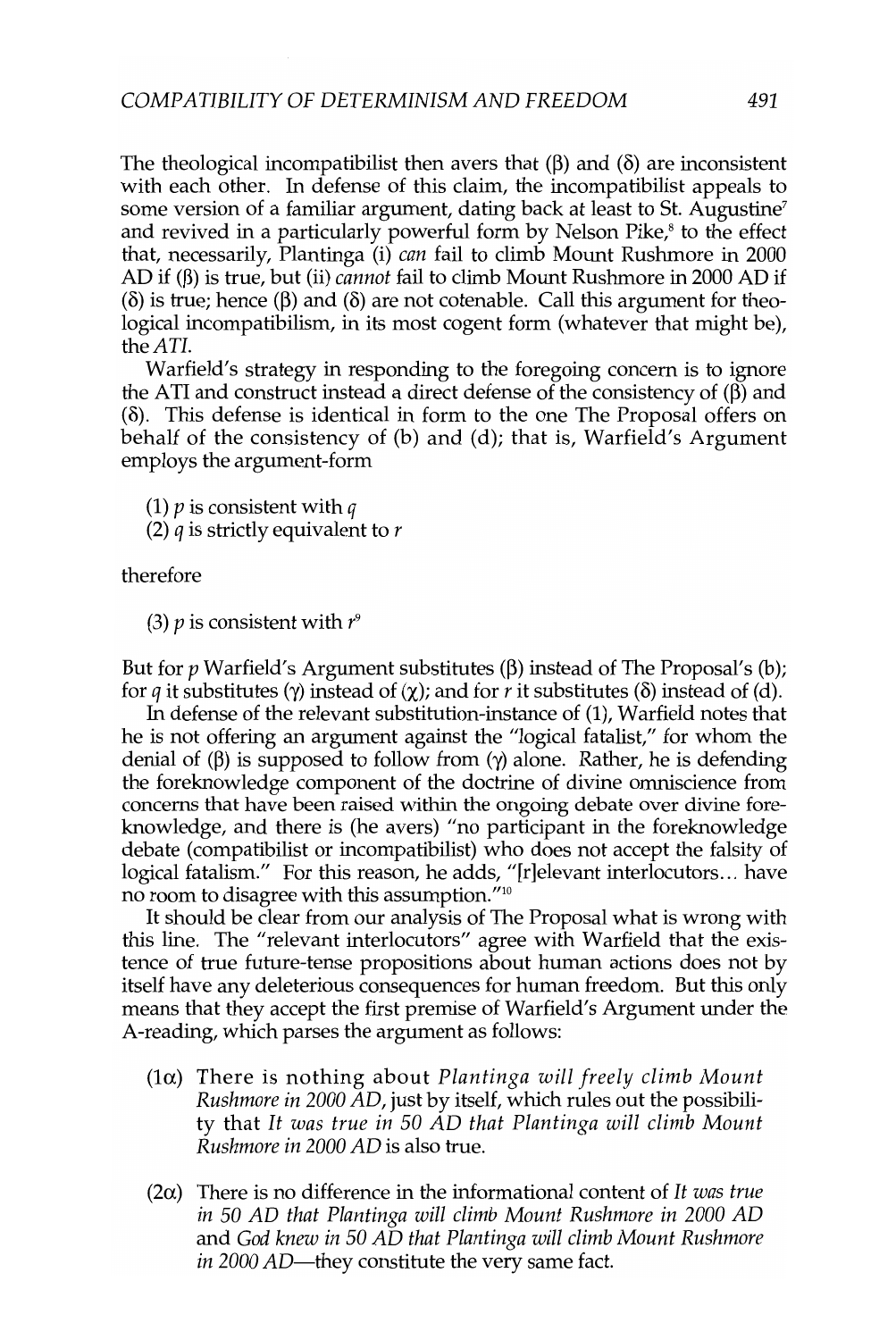The theological incompatibilist then avers that (β) and (δ) are inconsistent with each other. In defense of this claim, the incompatibilist appeals to some version of a familiar argument, dating back at least to St. Augustine[7] and revived in a particularly powerful form by Nelson Pike,[8] to the effect that, necessarily, Plantinga (i) *can* fail to climb Mount Rushmore in 2000 AD if (β) is true, but (ii) *cannot* fail to climb Mount Rushmore in 2000 AD if (δ) is true; hence (β) and (δ) are not cotenable. Call this argument for theological incompatibilism, in its most cogent form (whatever that might be), the *ATI*.

Warfield's strategy in responding to the foregoing concern is to ignore the ATI and construct instead a direct defense of the consistency of (β) and (δ). This defense is identical in form to the one The Proposal offers on behalf of the consistency of (b) and (d); that is, Warfield's Argument employs the argument-form

(1) *p* is consistent with *q*
(2) *q* is strictly equivalent to *r*

therefore

(3) *p* is consistent with *r*[9]

But for *p* Warfield's Argument substitutes (β) instead of The Proposal's (b); for *q* it substitutes (γ) instead of (χ); and for *r* it substitutes (δ) instead of (d).

In defense of the relevant substitution-instance of (1), Warfield notes that he is not offering an argument against the "logical fatalist," for whom the denial of (β) is supposed to follow from (γ) alone. Rather, he is defending the foreknowledge component of the doctrine of divine omniscience from concerns that have been raised within the ongoing debate over divine foreknowledge, and there is (he avers) "no participant in the foreknowledge debate (compatibilist or incompatibilist) who does not accept the falsity of logical fatalism." For this reason, he adds, "[r]elevant interlocutors... have no room to disagree with this assumption."[10]

It should be clear from our analysis of The Proposal what is wrong with this line. The "relevant interlocutors" agree with Warfield that the existence of true future-tense propositions about human actions does not by itself have any deleterious consequences for human freedom. But this only means that they accept the first premise of Warfield's Argument under the A-reading, which parses the argument as follows:

(1α) There is nothing about *Plantinga will freely climb Mount Rushmore in 2000 AD*, just by itself, which rules out the possibility that *It was true in 50 AD that Plantinga will climb Mount Rushmore in 2000 AD* is also true.

(2α) There is no difference in the informational content of *It was true in 50 AD that Plantinga will climb Mount Rushmore in 2000 AD* and *God knew in 50 AD that Plantinga will climb Mount Rushmore in 2000 AD*—they constitute the very same fact.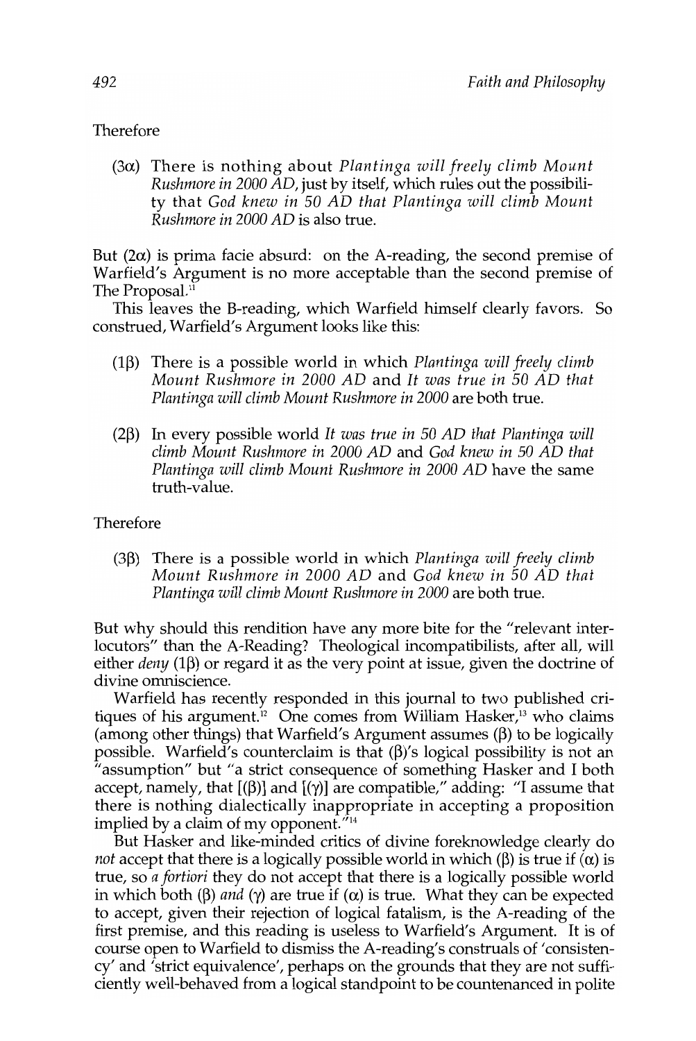Therefore

(3α) There is nothing about *Plantinga will freely climb Mount Rushmore in 2000 AD*, just by itself, which rules out the possibility that *God knew in 50 AD that Plantinga will climb Mount Rushmore in 2000 AD* is also true.

But (2α) is prima facie absurd: on the A-reading, the second premise of Warfield's Argument is no more acceptable than the second premise of The Proposal.[11]

This leaves the B-reading, which Warfield himself clearly favors. So construed, Warfield's Argument looks like this:

(1β) There is a possible world in which *Plantinga will freely climb Mount Rushmore in 2000 AD* and *It was true in 50 AD that Plantinga will climb Mount Rushmore in 2000* are both true.

(2β) In every possible world *It was true in 50 AD that Plantinga will climb Mount Rushmore in 2000 AD* and *God knew in 50 AD that Plantinga will climb Mount Rushmore in 2000 AD* have the same truth-value.

Therefore

(3β) There is a possible world in which *Plantinga will freely climb Mount Rushmore in 2000 AD* and *God knew in 50 AD that Plantinga will climb Mount Rushmore in 2000* are both true.

But why should this rendition have any more bite for the "relevant interlocutors" than the A-Reading? Theological incompatibilists, after all, will either *deny* (1β) or regard it as the very point at issue, given the doctrine of divine omniscience.

Warfield has recently responded in this journal to two published critiques of his argument.[12] One comes from William Hasker,[13] who claims (among other things) that Warfield's Argument assumes (β) to be logically possible. Warfield's counterclaim is that (β)'s logical possibility is not an "assumption" but "a strict consequence of something Hasker and I both accept, namely, that [(β)] and [(γ)] are compatible," adding: "I assume that there is nothing dialectically inappropriate in accepting a proposition implied by a claim of my opponent."[14]

But Hasker and like-minded critics of divine foreknowledge clearly do *not* accept that there is a logically possible world in which (β) is true if (α) is true, so *a fortiori* they do not accept that there is a logically possible world in which both (β) *and* (γ) are true if (α) is true. What they can be expected to accept, given their rejection of logical fatalism, is the A-reading of the first premise, and this reading is useless to Warfield's Argument. It is of course open to Warfield to dismiss the A-reading's construals of 'consistency' and 'strict equivalence', perhaps on the grounds that they are not sufficiently well-behaved from a logical standpoint to be countenanced in polite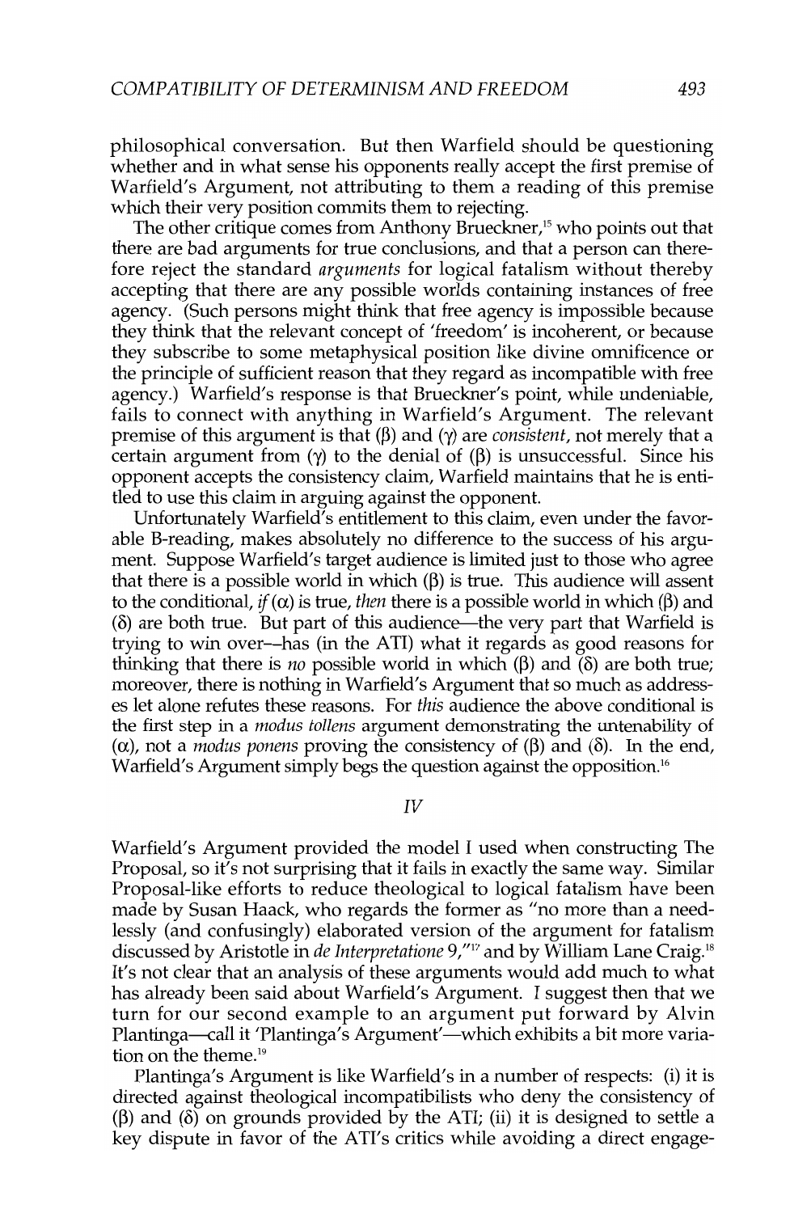philosophical conversation. But then Warfield should be questioning whether and in what sense his opponents really accept the first premise of Warfield's Argument, not attributing to them a reading of this premise which their very position commits them to rejecting.

The other critique comes from Anthony Brueckner,[15] who points out that there are bad arguments for true conclusions, and that a person can therefore reject the standard *arguments* for logical fatalism without thereby accepting that there are any possible worlds containing instances of free agency. (Such persons might think that free agency is impossible because they think that the relevant concept of 'freedom' is incoherent, or because they subscribe to some metaphysical position like divine omnificence or the principle of sufficient reason that they regard as incompatible with free agency.) Warfield's response is that Brueckner's point, while undeniable, fails to connect with anything in Warfield's Argument. The relevant premise of this argument is that (β) and (γ) are *consistent*, not merely that a certain argument from (γ) to the denial of (β) is unsuccessful. Since his opponent accepts the consistency claim, Warfield maintains that he is entitled to use this claim in arguing against the opponent.

Unfortunately Warfield's entitlement to this claim, even under the favorable B-reading, makes absolutely no difference to the success of his argument. Suppose Warfield's target audience is limited just to those who agree that there is a possible world in which (β) is true. This audience will assent to the conditional, *if* (α) is true, *then* there is a possible world in which (β) and (δ) are both true. But part of this audience—the very part that Warfield is trying to win over—has (in the ATI) what it regards as good reasons for thinking that there is *no* possible world in which (β) and (δ) are both true; moreover, there is nothing in Warfield's Argument that so much as addresses let alone refutes these reasons. For *this* audience the above conditional is the first step in a *modus tollens* argument demonstrating the untenability of (α), not a *modus ponens* proving the consistency of (β) and (δ). In the end, Warfield's Argument simply begs the question against the opposition.[16]

## IV

Warfield's Argument provided the model I used when constructing The Proposal, so it's not surprising that it fails in exactly the same way. Similar Proposal-like efforts to reduce theological to logical fatalism have been made by Susan Haack, who regards the former as "no more than a needlessly (and confusingly) elaborated version of the argument for fatalism discussed by Aristotle in *de Interpretatione* 9,"[17] and by William Lane Craig.[18] It's not clear that an analysis of these arguments would add much to what has already been said about Warfield's Argument. I suggest then that we turn for our second example to an argument put forward by Alvin Plantinga—call it 'Plantinga's Argument'—which exhibits a bit more variation on the theme.[19]

Plantinga's Argument is like Warfield's in a number of respects: (i) it is directed against theological incompatibilists who deny the consistency of (β) and (δ) on grounds provided by the ATI; (ii) it is designed to settle a key dispute in favor of the ATI's critics while avoiding a direct engage-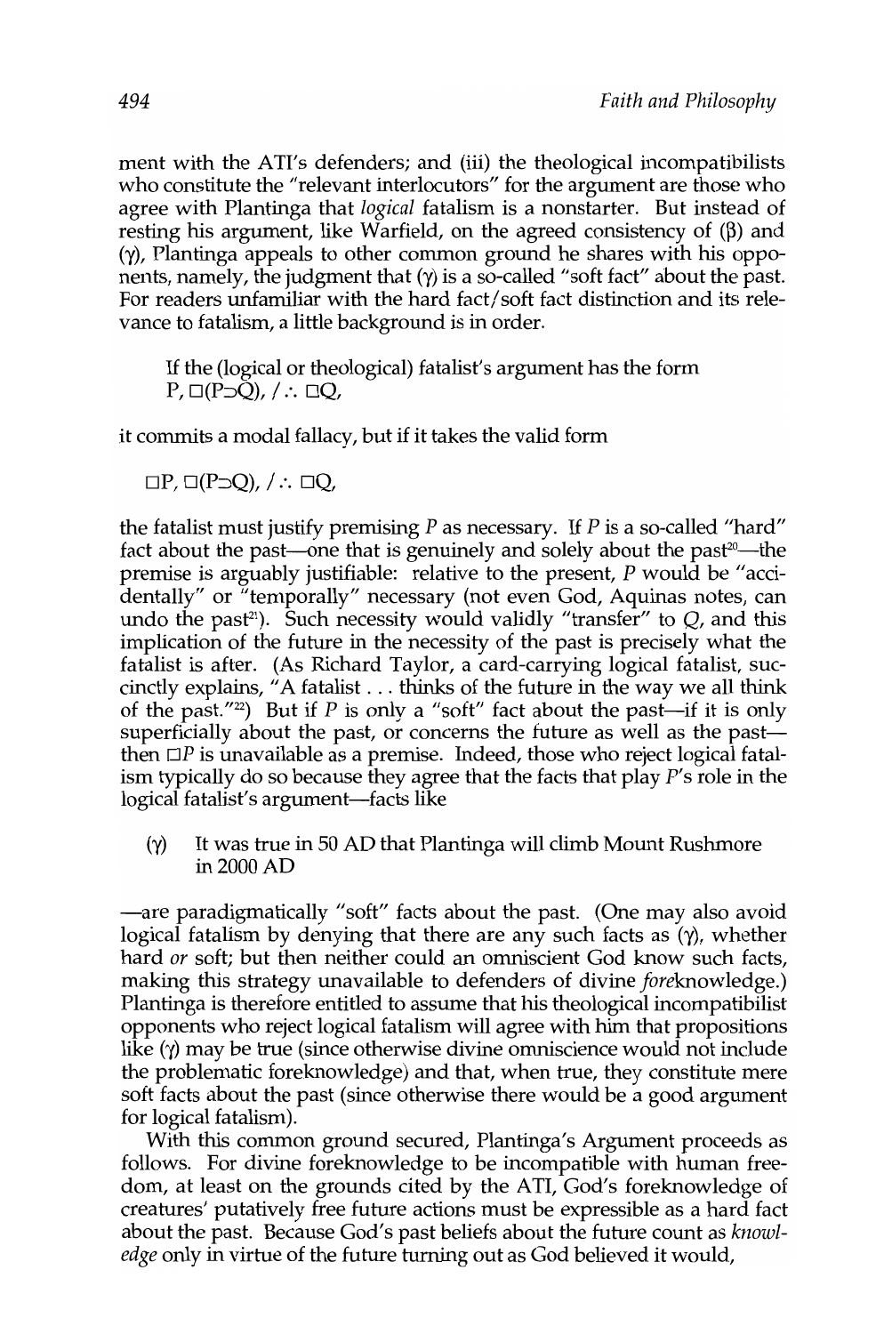ment with the ATI's defenders; and (iii) the theological incompatibilists who constitute the "relevant interlocutors" for the argument are those who agree with Plantinga that *logical* fatalism is a nonstarter. But instead of resting his argument, like Warfield, on the agreed consistency of (β) and (γ), Plantinga appeals to other common ground he shares with his opponents, namely, the judgment that (γ) is a so-called "soft fact" about the past. For readers unfamiliar with the hard fact/soft fact distinction and its relevance to fatalism, a little background is in order.

> If the (logical or theological) fatalist's argument has the form
> $P, \Box(P \supset Q), / \therefore \Box Q,$

it commits a modal fallacy, but if it takes the valid form

> $\Box P, \Box(P \supset Q), / \therefore \Box Q,$

the fatalist must justify premising *P* as necessary. If *P* is a so-called "hard" fact about the past—one that is genuinely and solely about the past[20]—the premise is arguably justifiable: relative to the present, *P* would be "accidentally" or "temporally" necessary (not even God, Aquinas notes, can undo the past[21]). Such necessity would validly "transfer" to *Q*, and this implication of the future in the necessity of the past is precisely what the fatalist is after. (As Richard Taylor, a card-carrying logical fatalist, succinctly explains, "A fatalist . . . thinks of the future in the way we all think of the past."[22]) But if *P* is only a "soft" fact about the past—if it is only superficially about the past, or concerns the future as well as the past—then $\Box P$ is unavailable as a premise. Indeed, those who reject logical fatalism typically do so because they agree that the facts that play *P*'s role in the logical fatalist's argument—facts like

> (γ) It was true in 50 AD that Plantinga will climb Mount Rushmore in 2000 AD

—are paradigmatically "soft" facts about the past. (One may also avoid logical fatalism by denying that there are any such facts as (γ), whether hard *or* soft; but then neither could an omniscient God know such facts, making this strategy unavailable to defenders of divine *fore*knowledge.) Plantinga is therefore entitled to assume that his theological incompatibilist opponents who reject logical fatalism will agree with him that propositions like (γ) may be true (since otherwise divine omniscience would not include the problematic foreknowledge) and that, when true, they constitute mere soft facts about the past (since otherwise there would be a good argument for logical fatalism).

With this common ground secured, Plantinga's Argument proceeds as follows. For divine foreknowledge to be incompatible with human freedom, at least on the grounds cited by the ATI, God's foreknowledge of creatures' putatively free future actions must be expressible as a hard fact about the past. Because God's past beliefs about the future count as *knowledge* only in virtue of the future turning out as God believed it would,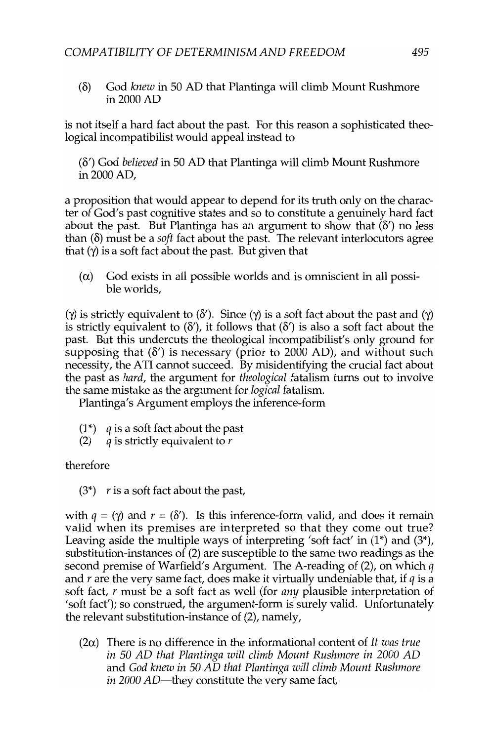(δ) God *knew* in 50 AD that Plantinga will climb Mount Rushmore in 2000 AD

is not itself a hard fact about the past. For this reason a sophisticated theological incompatibilist would appeal instead to

(δ′) God *believed* in 50 AD that Plantinga will climb Mount Rushmore in 2000 AD,

a proposition that would appear to depend for its truth only on the character of God's past cognitive states and so to constitute a genuinely hard fact about the past. But Plantinga has an argument to show that (δ′) no less than (δ) must be a *soft* fact about the past. The relevant interlocutors agree that (γ) is a soft fact about the past. But given that

(α) God exists in all possible worlds and is omniscient in all possible worlds,

(γ) is strictly equivalent to (δ′). Since (γ) is a soft fact about the past and (γ) is strictly equivalent to (δ′), it follows that (δ′) is also a soft fact about the past. But this undercuts the theological incompatibilist's only ground for supposing that (δ′) is necessary (prior to 2000 AD), and without such necessity, the ATI cannot succeed. By misidentifying the crucial fact about the past as *hard*, the argument for *theological* fatalism turns out to involve the same mistake as the argument for *logical* fatalism.

Plantinga's Argument employs the inference-form

(1*) $q$ is a soft fact about the past
(2) $q$ is strictly equivalent to $r$

therefore

(3*) $r$ is a soft fact about the past,

with $q$ = (γ) and $r$ = (δ′). Is this inference-form valid, and does it remain valid when its premises are interpreted so that they come out true? Leaving aside the multiple ways of interpreting 'soft fact' in (1*) and (3*), substitution-instances of (2) are susceptible to the same two readings as the second premise of Warfield's Argument. The A-reading of (2), on which $q$ and $r$ are the very same fact, does make it virtually undeniable that, if $q$ is a soft fact, $r$ must be a soft fact as well (for *any* plausible interpretation of 'soft fact'); so construed, the argument-form is surely valid. Unfortunately the relevant substitution-instance of (2), namely,

(2α) There is no difference in the informational content of *It was true in 50 AD that Plantinga will climb Mount Rushmore in 2000 AD* and *God knew in 50 AD that Plantinga will climb Mount Rushmore in 2000 AD*—they constitute the very same fact,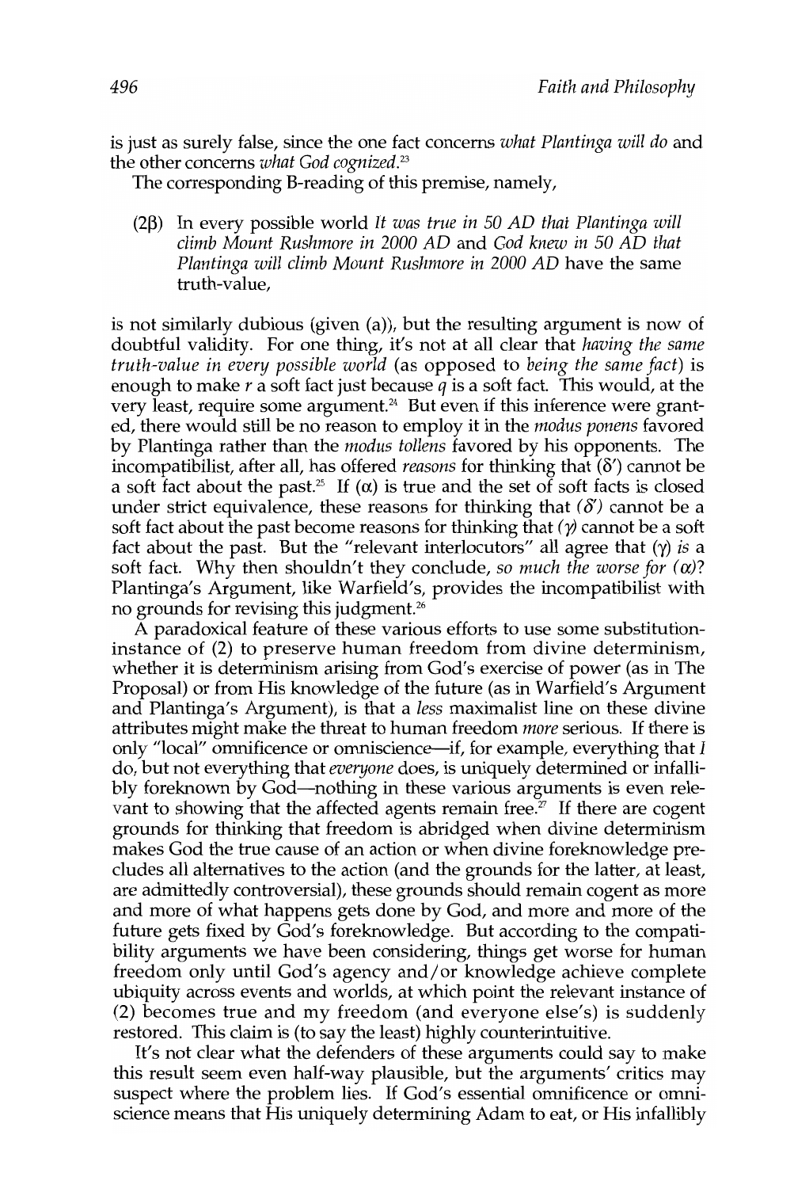is just as surely false, since the one fact concerns *what Plantinga will do* and the other concerns *what God cognized*.[23]

The corresponding B-reading of this premise, namely,

> (2β) In every possible world *It was true in 50 AD that Plantinga will climb Mount Rushmore in 2000 AD* and *God knew in 50 AD that Plantinga will climb Mount Rushmore in 2000 AD* have the same truth-value,

is not similarly dubious (given (a)), but the resulting argument is now of doubtful validity. For one thing, it's not at all clear that *having the same truth-value in every possible world* (as opposed to *being the same fact*) is enough to make *r* a soft fact just because *q* is a soft fact. This would, at the very least, require some argument.[24] But even if this inference were granted, there would still be no reason to employ it in the *modus ponens* favored by Plantinga rather than the *modus tollens* favored by his opponents. The incompatibilist, after all, has offered *reasons* for thinking that (δ′) cannot be a soft fact about the past.[25] If (α) is true and the set of soft facts is closed under strict equivalence, these reasons for thinking that *(δ′)* cannot be a soft fact about the past become reasons for thinking that *(γ)* cannot be a soft fact about the past. But the "relevant interlocutors" all agree that (γ) *is* a soft fact. Why then shouldn't they conclude, *so much the worse for (α)*? Plantinga's Argument, like Warfield's, provides the incompatibilist with no grounds for revising this judgment.[26]

A paradoxical feature of these various efforts to use some substitution-instance of (2) to preserve human freedom from divine determinism, whether it is determinism arising from God's exercise of power (as in The Proposal) or from His knowledge of the future (as in Warfield's Argument and Plantinga's Argument), is that a *less* maximalist line on these divine attributes might make the threat to human freedom *more* serious. If there is only "local" omnificence or omniscience—if, for example, everything that *I* do, but not everything that *everyone* does, is uniquely determined or infallibly foreknown by God—nothing in these various arguments is even relevant to showing that the affected agents remain free.[27] If there are cogent grounds for thinking that freedom is abridged when divine determinism makes God the true cause of an action or when divine foreknowledge precludes all alternatives to the action (and the grounds for the latter, at least, are admittedly controversial), these grounds should remain cogent as more and more of what happens gets done by God, and more and more of the future gets fixed by God's foreknowledge. But according to the compatibility arguments we have been considering, things get worse for human freedom only until God's agency and/or knowledge achieve complete ubiquity across events and worlds, at which point the relevant instance of (2) becomes true and my freedom (and everyone else's) is suddenly restored. This claim is (to say the least) highly counterintuitive.

It's not clear what the defenders of these arguments could say to make this result seem even half-way plausible, but the arguments' critics may suspect where the problem lies. If God's essential omnificence or omniscience means that His uniquely determining Adam to eat, or His infallibly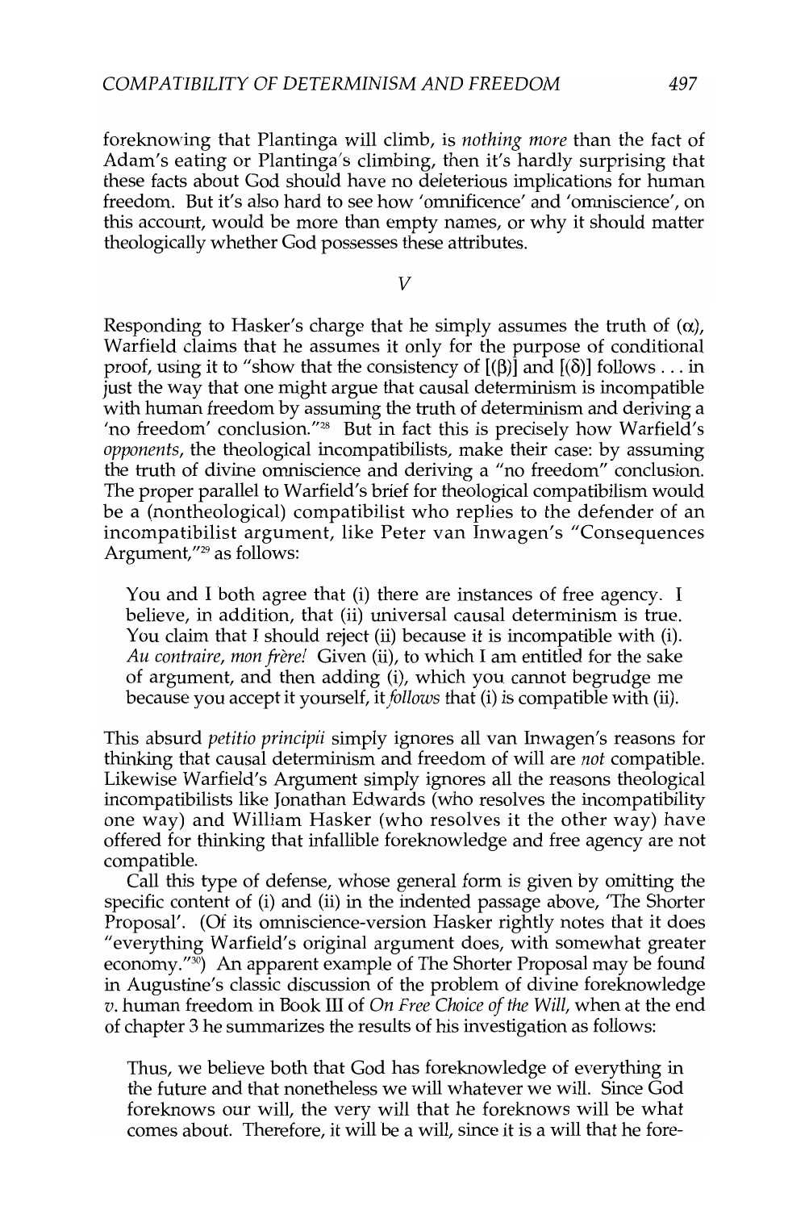foreknowing that Plantinga will climb, is *nothing more* than the fact of Adam's eating or Plantinga's climbing, then it's hardly surprising that these facts about God should have no deleterious implications for human freedom. But it's also hard to see how 'omnificence' and 'omniscience', on this account, would be more than empty names, or why it should matter theologically whether God possesses these attributes.

## V

Responding to Hasker's charge that he simply assumes the truth of (α), Warfield claims that he assumes it only for the purpose of conditional proof, using it to "show that the consistency of [(β)] and [(δ)] follows . . . in just the way that one might argue that causal determinism is incompatible with human freedom by assuming the truth of determinism and deriving a 'no freedom' conclusion."[28] But in fact this is precisely how Warfield's *opponents*, the theological incompatibilists, make their case: by assuming the truth of divine omniscience and deriving a "no freedom" conclusion. The proper parallel to Warfield's brief for theological compatibilism would be a (nontheological) compatibilist who replies to the defender of an incompatibilist argument, like Peter van Inwagen's "Consequences Argument,"[29] as follows:

> You and I both agree that (i) there are instances of free agency. I believe, in addition, that (ii) universal causal determinism is true. You claim that I should reject (ii) because it is incompatible with (i). *Au contraire, mon frère!* Given (ii), to which I am entitled for the sake of argument, and then adding (i), which you cannot begrudge me because you accept it yourself, it *follows* that (i) is compatible with (ii).

This absurd *petitio principii* simply ignores all van Inwagen's reasons for thinking that causal determinism and freedom of will are *not* compatible. Likewise Warfield's Argument simply ignores all the reasons theological incompatibilists like Jonathan Edwards (who resolves the incompatibility one way) and William Hasker (who resolves it the other way) have offered for thinking that infallible foreknowledge and free agency are not compatible.

Call this type of defense, whose general form is given by omitting the specific content of (i) and (ii) in the indented passage above, 'The Shorter Proposal'. (Of its omniscience-version Hasker rightly notes that it does "everything Warfield's original argument does, with somewhat greater economy."[30]) An apparent example of The Shorter Proposal may be found in Augustine's classic discussion of the problem of divine foreknowledge *v.* human freedom in Book III of *On Free Choice of the Will*, when at the end of chapter 3 he summarizes the results of his investigation as follows:

> Thus, we believe both that God has foreknowledge of everything in the future and that nonetheless we will whatever we will. Since God foreknows our will, the very will that he foreknows will be what comes about. Therefore, it will be a will, since it is a will that he fore-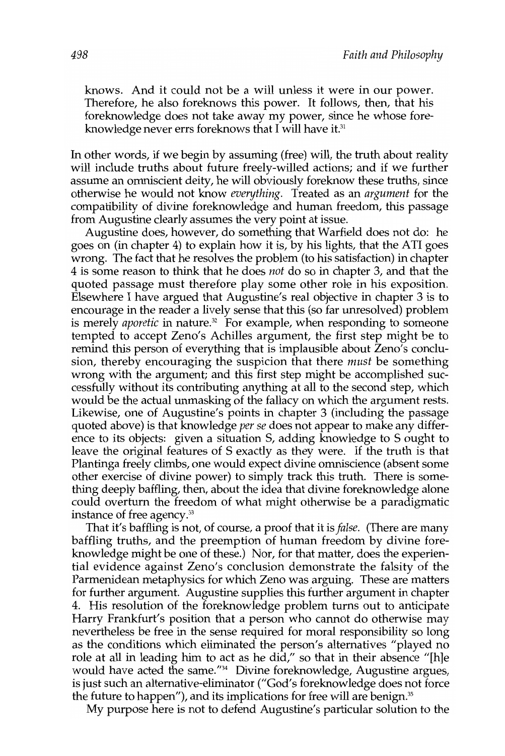knows. And it could not be a will unless it were in our power. Therefore, he also foreknows this power. It follows, then, that his foreknowledge does not take away my power, since he whose foreknowledge never errs foreknows that I will have it.[31]

In other words, if we begin by assuming (free) will, the truth about reality will include truths about future freely-willed actions; and if we further assume an omniscient deity, he will obviously foreknow these truths, since otherwise he would not know *everything*. Treated as an *argument* for the compatibility of divine foreknowledge and human freedom, this passage from Augustine clearly assumes the very point at issue.

Augustine does, however, do something that Warfield does not do: he goes on (in chapter 4) to explain how it is, by his lights, that the ATI goes wrong. The fact that he resolves the problem (to his satisfaction) in chapter 4 is some reason to think that he does *not* do so in chapter 3, and that the quoted passage must therefore play some other role in his exposition. Elsewhere I have argued that Augustine's real objective in chapter 3 is to encourage in the reader a lively sense that this (so far unresolved) problem is merely *aporetic* in nature.[32] For example, when responding to someone tempted to accept Zeno's Achilles argument, the first step might be to remind this person of everything that is implausible about Zeno's conclusion, thereby encouraging the suspicion that there *must* be something wrong with the argument; and this first step might be accomplished successfully without its contributing anything at all to the second step, which would be the actual unmasking of the fallacy on which the argument rests. Likewise, one of Augustine's points in chapter 3 (including the passage quoted above) is that knowledge *per se* does not appear to make any difference to its objects: given a situation S, adding knowledge to S ought to leave the original features of S exactly as they were. If the truth is that Plantinga freely climbs, one would expect divine omniscience (absent some other exercise of divine power) to simply track this truth. There is something deeply baffling, then, about the idea that divine foreknowledge alone could overturn the freedom of what might otherwise be a paradigmatic instance of free agency.[33]

That it's baffling is not, of course, a proof that it is *false*. (There are many baffling truths, and the preemption of human freedom by divine foreknowledge might be one of these.) Nor, for that matter, does the experiential evidence against Zeno's conclusion demonstrate the falsity of the Parmenidean metaphysics for which Zeno was arguing. These are matters for further argument. Augustine supplies this further argument in chapter 4. His resolution of the foreknowledge problem turns out to anticipate Harry Frankfurt's position that a person who cannot do otherwise may nevertheless be free in the sense required for moral responsibility so long as the conditions which eliminated the person's alternatives "played no role at all in leading him to act as he did," so that in their absence "[h]e would have acted the same."[34] Divine foreknowledge, Augustine argues, is just such an alternative-eliminator ("God's foreknowledge does not force the future to happen"), and its implications for free will are benign.[35]

My purpose here is not to defend Augustine's particular solution to the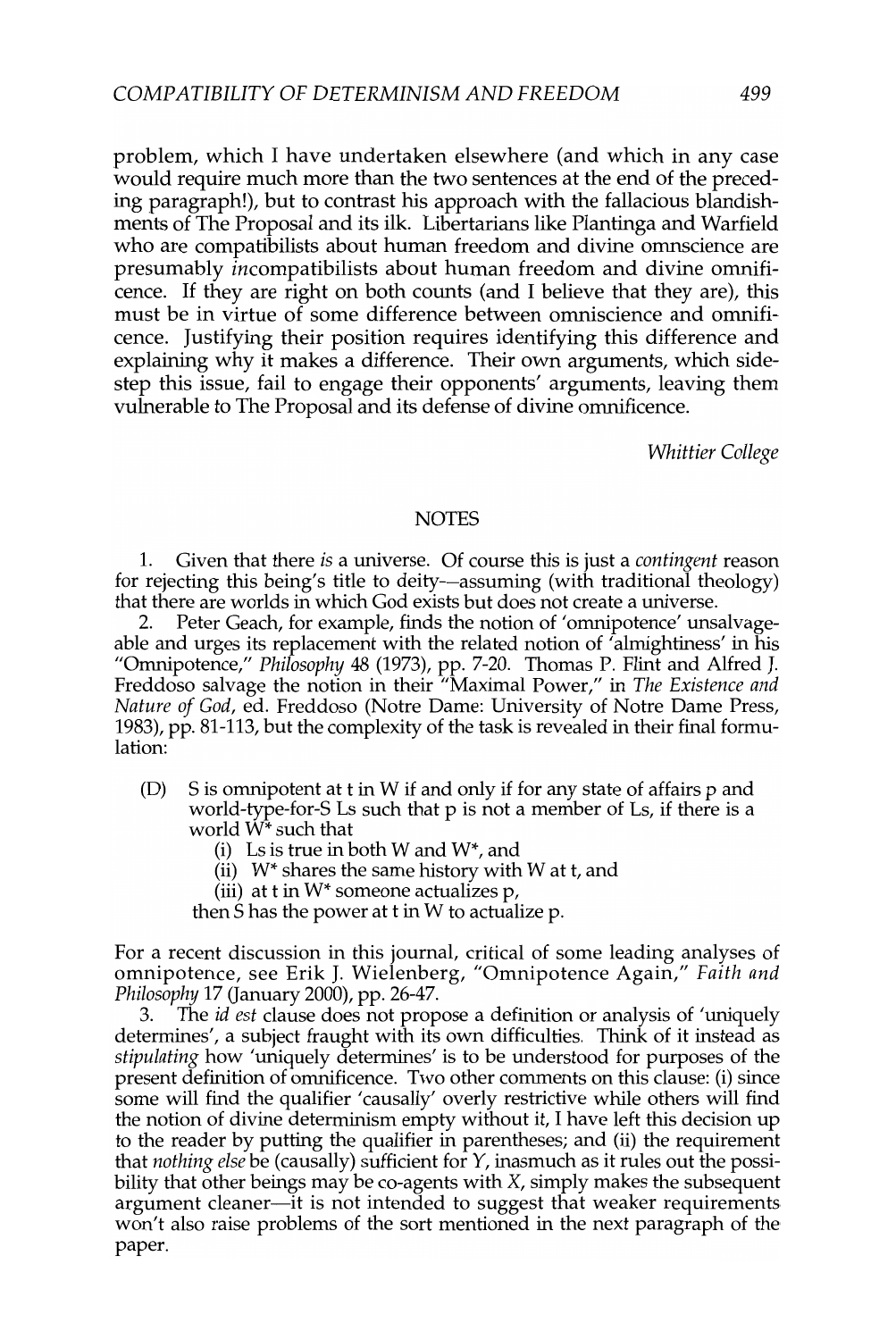problem, which I have undertaken elsewhere (and which in any case would require much more than the two sentences at the end of the preceding paragraph!), but to contrast his approach with the fallacious blandishments of The Proposal and its ilk. Libertarians like Plantinga and Warfield who are compatibilists about human freedom and divine omnscience are presumably *in*compatibilists about human freedom and divine omnificence. If they are right on both counts (and I believe that they are), this must be in virtue of some difference between omniscience and omnificence. Justifying their position requires identifying this difference and explaining why it makes a difference. Their own arguments, which sidestep this issue, fail to engage their opponents' arguments, leaving them vulnerable to The Proposal and its defense of divine omnificence.

*Whittier College*

## NOTES

1. Given that there *is* a universe. Of course this is just a *contingent* reason for rejecting this being's title to deity—assuming (with traditional theology) that there are worlds in which God exists but does not create a universe.

2. Peter Geach, for example, finds the notion of 'omnipotence' unsalvageable and urges its replacement with the related notion of 'almightiness' in his "Omnipotence," *Philosophy* 48 (1973), pp. 7-20. Thomas P. Flint and Alfred J. Freddoso salvage the notion in their "Maximal Power," in *The Existence and Nature of God*, ed. Freddoso (Notre Dame: University of Notre Dame Press, 1983), pp. 81-113, but the complexity of the task is revealed in their final formulation:

> (D) S is omnipotent at t in W if and only if for any state of affairs p and world-type-for-S Ls such that p is not a member of Ls, if there is a world W* such that
> (i) Ls is true in both W and W*, and
> (ii) W* shares the same history with W at t, and
> (iii) at t in W* someone actualizes p,
> then S has the power at t in W to actualize p.

For a recent discussion in this journal, critical of some leading analyses of omnipotence, see Erik J. Wielenberg, "Omnipotence Again," *Faith and Philosophy* 17 (January 2000), pp. 26-47.

3. The *id est* clause does not propose a definition or analysis of 'uniquely determines', a subject fraught with its own difficulties. Think of it instead as *stipulating* how 'uniquely determines' is to be understood for purposes of the present definition of omnificence. Two other comments on this clause: (i) since some will find the qualifier 'causally' overly restrictive while others will find the notion of divine determinism empty without it, I have left this decision up to the reader by putting the qualifier in parentheses; and (ii) the requirement that *nothing else* be (causally) sufficient for Y, inasmuch as it rules out the possibility that other beings may be co-agents with X, simply makes the subsequent argument cleaner—it is not intended to suggest that weaker requirements won't also raise problems of the sort mentioned in the next paragraph of the paper.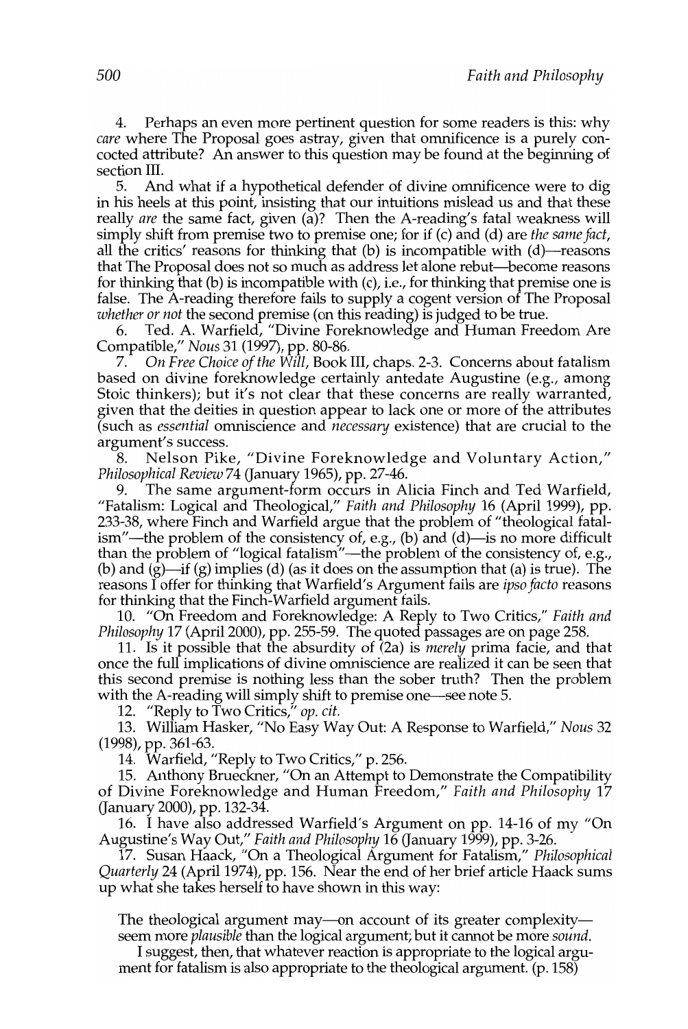4. Perhaps an even more pertinent question for some readers is this: why *care* where The Proposal goes astray, given that omnificence is a purely concocted attribute? An answer to this question may be found at the beginning of section III.

5. And what if a hypothetical defender of divine omnificence were to dig in his heels at this point, insisting that our intuitions mislead us and that these really *are* the same fact, given (a)? Then the A-reading's fatal weakness will simply shift from premise two to premise one; for if (c) and (d) are *the same fact*, all the critics' reasons for thinking that (b) is incompatible with (d)—reasons that The Proposal does not so much as address let alone rebut—become reasons for thinking that (b) is incompatible with (c), i.e., for thinking that premise one is false. The A-reading therefore fails to supply a cogent version of The Proposal *whether or not* the second premise (on this reading) is judged to be true.

6. Ted. A. Warfield, "Divine Foreknowledge and Human Freedom Are Compatible," *Nous* 31 (1997), pp. 80-86.

7. *On Free Choice of the Will*, Book III, chaps. 2-3. Concerns about fatalism based on divine foreknowledge certainly antedate Augustine (e.g., among Stoic thinkers); but it's not clear that these concerns are really warranted, given that the deities in question appear to lack one or more of the attributes (such as *essential* omniscience and *necessary* existence) that are crucial to the argument's success.

8. Nelson Pike, "Divine Foreknowledge and Voluntary Action," *Philosophical Review* 74 (January 1965), pp. 27-46.

9. The same argument-form occurs in Alicia Finch and Ted Warfield, "Fatalism: Logical and Theological," *Faith and Philosophy* 16 (April 1999), pp. 233-38, where Finch and Warfield argue that the problem of "theological fatalism"—the problem of the consistency of, e.g., (b) and (d)—is no more difficult than the problem of "logical fatalism"—the problem of the consistency of, e.g., (b) and (g)—if (g) implies (d) (as it does on the assumption that (a) is true). The reasons I offer for thinking that Warfield's Argument fails are *ipso facto* reasons for thinking that the Finch-Warfield argument fails.

10. "On Freedom and Foreknowledge: A Reply to Two Critics," *Faith and Philosophy* 17 (April 2000), pp. 255-59. The quoted passages are on page 258.

11. Is it possible that the absurdity of (2a) is *merely* prima facie, and that once the full implications of divine omniscience are realized it can be seen that this second premise is nothing less than the sober truth? Then the problem with the A-reading will simply shift to premise one—see note 5.

12. "Reply to Two Critics," *op. cit.*

13. William Hasker, "No Easy Way Out: A Response to Warfield," *Nous* 32 (1998), pp. 361-63.

14. Warfield, "Reply to Two Critics," p. 256.

15. Anthony Brueckner, "On an Attempt to Demonstrate the Compatibility of Divine Foreknowledge and Human Freedom," *Faith and Philosophy* 17 (January 2000), pp. 132-34.

16. I have also addressed Warfield's Argument on pp. 14-16 of my "On Augustine's Way Out," *Faith and Philosophy* 16 (January 1999), pp. 3-26.

17. Susan Haack, "On a Theological Argument for Fatalism," *Philosophical Quarterly* 24 (April 1974), pp. 156. Near the end of her brief article Haack sums up what she takes herself to have shown in this way:

> The theological argument may—on account of its greater complexity—seem more *plausible* than the logical argument; but it cannot be more *sound*.
>
> I suggest, then, that whatever reaction is appropriate to the logical argument for fatalism is also appropriate to the theological argument. (p. 158)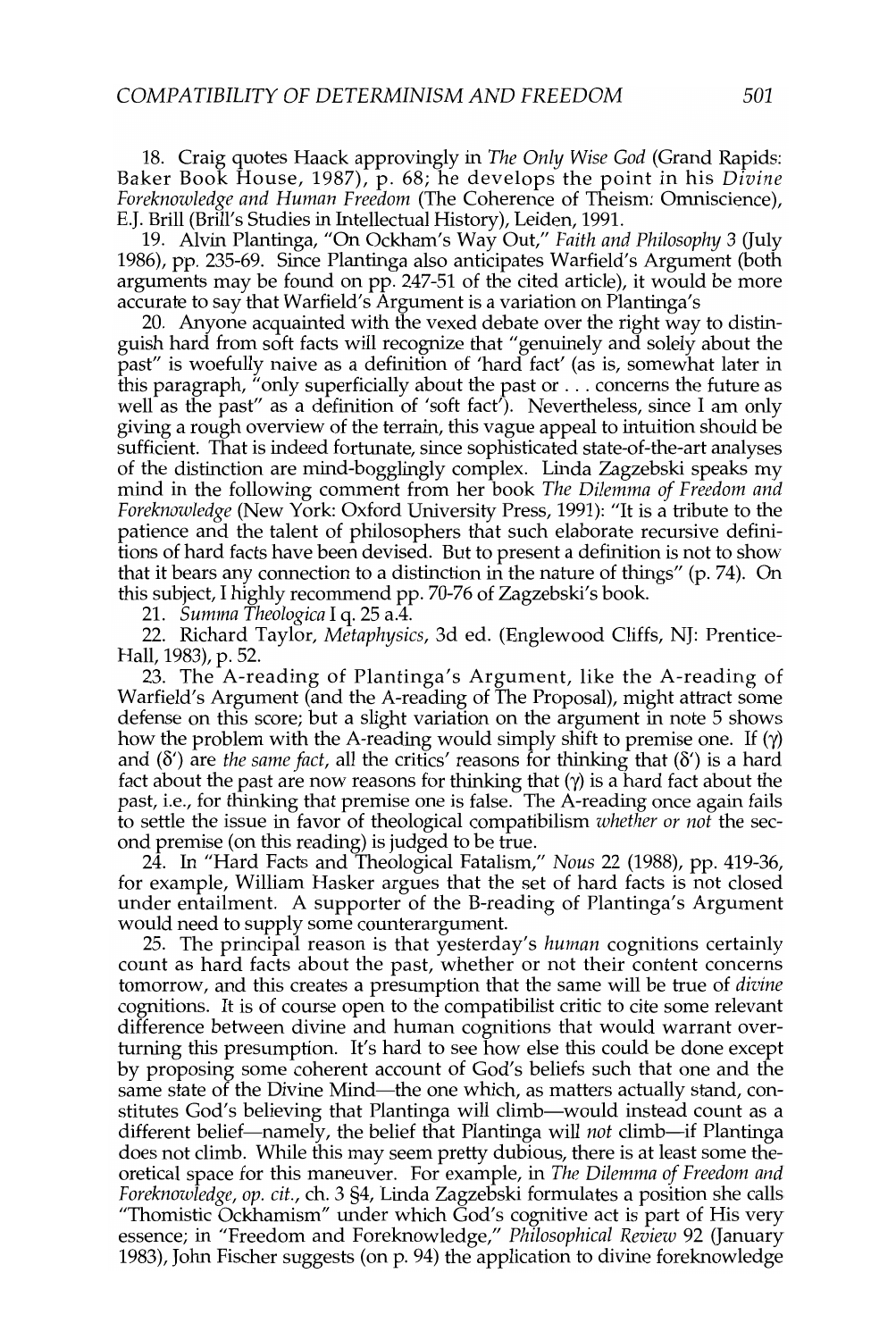18. Craig quotes Haack approvingly in *The Only Wise God* (Grand Rapids: Baker Book House, 1987), p. 68; he develops the point in his *Divine Foreknowledge and Human Freedom* (The Coherence of Theism: Omniscience), E.J. Brill (Brill's Studies in Intellectual History), Leiden, 1991.

19. Alvin Plantinga, "On Ockham's Way Out," *Faith and Philosophy* 3 (July 1986), pp. 235-69. Since Plantinga also anticipates Warfield's Argument (both arguments may be found on pp. 247-51 of the cited article), it would be more accurate to say that Warfield's Argument is a variation on Plantinga's

20. Anyone acquainted with the vexed debate over the right way to distinguish hard from soft facts will recognize that "genuinely and solely about the past" is woefully naive as a definition of 'hard fact' (as is, somewhat later in this paragraph, "only superficially about the past or . . . concerns the future as well as the past" as a definition of 'soft fact'). Nevertheless, since I am only giving a rough overview of the terrain, this vague appeal to intuition should be sufficient. That is indeed fortunate, since sophisticated state-of-the-art analyses of the distinction are mind-bogglingly complex. Linda Zagzebski speaks my mind in the following comment from her book *The Dilemma of Freedom and Foreknowledge* (New York: Oxford University Press, 1991): "It is a tribute to the patience and the talent of philosophers that such elaborate recursive definitions of hard facts have been devised. But to present a definition is not to show that it bears any connection to a distinction in the nature of things" (p. 74). On this subject, I highly recommend pp. 70-76 of Zagzebski's book.

21. *Summa Theologica* I q. 25 a.4.

22. Richard Taylor, *Metaphysics*, 3d ed. (Englewood Cliffs, NJ: Prentice-Hall, 1983), p. 52.

23. The A-reading of Plantinga's Argument, like the A-reading of Warfield's Argument (and the A-reading of The Proposal), might attract some defense on this score; but a slight variation on the argument in note 5 shows how the problem with the A-reading would simply shift to premise one. If ($\gamma$) and ($\delta'$) are *the same fact*, all the critics' reasons for thinking that ($\delta'$) is a hard fact about the past are now reasons for thinking that ($\gamma$) is a hard fact about the past, i.e., for thinking that premise one is false. The A-reading once again fails to settle the issue in favor of theological compatibilism *whether or not* the second premise (on this reading) is judged to be true.

24. In "Hard Facts and Theological Fatalism," *Nous* 22 (1988), pp. 419-36, for example, William Hasker argues that the set of hard facts is not closed under entailment. A supporter of the B-reading of Plantinga's Argument would need to supply some counterargument.

25. The principal reason is that yesterday's *human* cognitions certainly count as hard facts about the past, whether or not their content concerns tomorrow, and this creates a presumption that the same will be true of *divine* cognitions. It is of course open to the compatibilist critic to cite some relevant difference between divine and human cognitions that would warrant overturning this presumption. It's hard to see how else this could be done except by proposing some coherent account of God's beliefs such that one and the same state of the Divine Mind—the one which, as matters actually stand, constitutes God's believing that Plantinga will climb—would instead count as a different belief—namely, the belief that Plantinga will *not* climb—if Plantinga does not climb. While this may seem pretty dubious, there is at least some theoretical space for this maneuver. For example, in *The Dilemma of Freedom and Foreknowledge*, *op. cit.*, ch. 3 §4, Linda Zagzebski formulates a position she calls "Thomistic Ockhamism" under which God's cognitive act is part of His very essence; in "Freedom and Foreknowledge," *Philosophical Review* 92 (January 1983), John Fischer suggests (on p. 94) the application to divine foreknowledge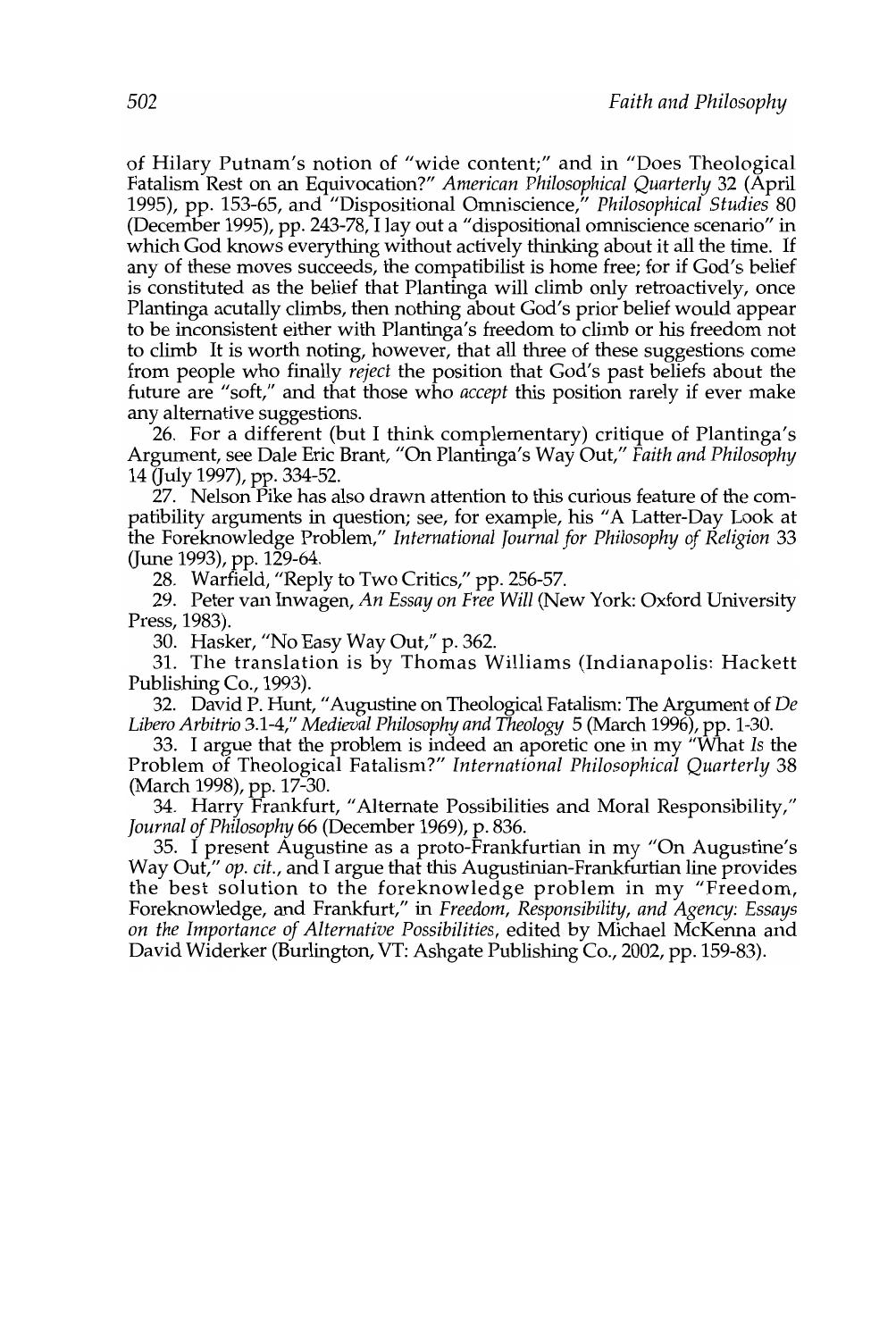of Hilary Putnam's notion of "wide content;" and in "Does Theological Fatalism Rest on an Equivocation?" *American Philosophical Quarterly* 32 (April 1995), pp. 153-65, and "Dispositional Omniscience," *Philosophical Studies* 80 (December 1995), pp. 243-78, I lay out a "dispositional omniscience scenario" in which God knows everything without actively thinking about it all the time. If any of these moves succeeds, the compatibilist is home free; for if God's belief is constituted as the belief that Plantinga will climb only retroactively, once Plantinga acutally climbs, then nothing about God's prior belief would appear to be inconsistent either with Plantinga's freedom to climb or his freedom not to climb It is worth noting, however, that all three of these suggestions come from people who finally *reject* the position that God's past beliefs about the future are "soft," and that those who *accept* this position rarely if ever make any alternative suggestions.

26. For a different (but I think complementary) critique of Plantinga's Argument, see Dale Eric Brant, "On Plantinga's Way Out," *Faith and Philosophy* 14 (July 1997), pp. 334-52.

27. Nelson Pike has also drawn attention to this curious feature of the compatibility arguments in question; see, for example, his "A Latter-Day Look at the Foreknowledge Problem," *International Journal for Philosophy of Religion* 33 (June 1993), pp. 129-64.

28. Warfield, "Reply to Two Critics," pp. 256-57.

29. Peter van Inwagen, *An Essay on Free Will* (New York: Oxford University Press, 1983).

30. Hasker, "No Easy Way Out," p. 362.

31. The translation is by Thomas Williams (Indianapolis: Hackett Publishing Co., 1993).

32. David P. Hunt, "Augustine on Theological Fatalism: The Argument of *De Libero Arbitrio* 3.1-4," *Medieval Philosophy and Theology* 5 (March 1996), pp. 1-30.

33. I argue that the problem is indeed an aporetic one in my "What *Is* the Problem of Theological Fatalism?" *International Philosophical Quarterly* 38 (March 1998), pp. 17-30.

34. Harry Frankfurt, "Alternate Possibilities and Moral Responsibility," *Journal of Philosophy* 66 (December 1969), p. 836.

35. I present Augustine as a proto-Frankfurtian in my "On Augustine's Way Out," *op. cit.*, and I argue that this Augustinian-Frankfurtian line provides the best solution to the foreknowledge problem in my "Freedom, Foreknowledge, and Frankfurt," in *Freedom, Responsibility, and Agency: Essays on the Importance of Alternative Possibilities*, edited by Michael McKenna and David Widerker (Burlington, VT: Ashgate Publishing Co., 2002, pp. 159-83).